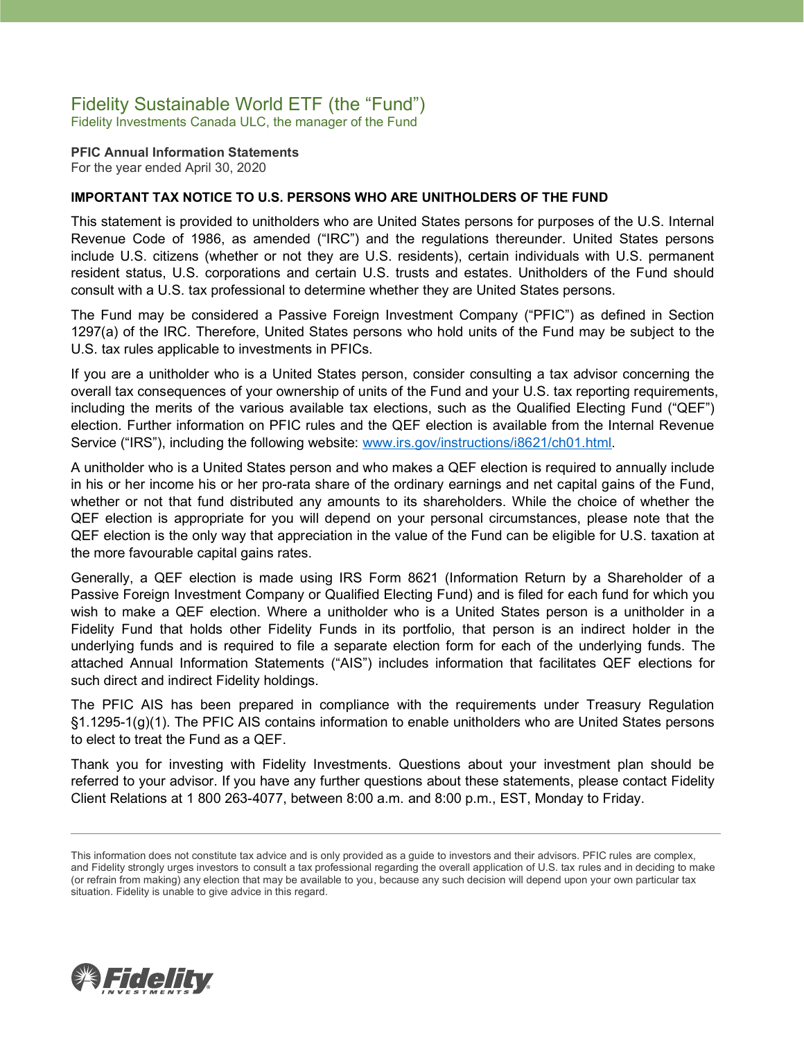# Fidelity Sustainable World ETF (the "Fund")

Fidelity Investments Canada ULC, the manager of the Fund

**PFIC Annual Information Statements**

For the year ended April 30, 2020

**IMPORTANT TAX NOTICE TO U.S. PERSONS WHO ARE UNITHOLDERS OF THE FUND**

This statement is provided to unitholders who are United States persons for purposes of the U.S. Internal Revenue Code of 1986, as amended ("IRC") and the regulations thereunder. United States persons include U.S. citizens (whether or not they are U.S. residents), certain individuals with U.S. permanent resident status, U.S. corporations and certain U.S. trusts and estates. Unitholders of the Fund should consult with a U.S. tax professional to determine whether they are United States persons.

The Fund may be considered a Passive Foreign Investment Company ("PFIC") as defined in Section 1297(a) of the IRC. Therefore, United States persons who hold units of the Fund may be subject to the U.S. tax rules applicable to investments in PFICs.

If you are a unitholder who is a United States person, consider consulting a tax advisor concerning the overall tax consequences of your ownership of units of the Fund and your U.S. tax reporting requirements, including the merits of the various available tax elections, such as the Qualified Electing Fund ("QEF") election. Further information on PFIC rules and the QEF election is available from the Internal Revenue Service ("IRS"), including the following website: www.irs.gov/instructions/i8621/ch01.html.

A unitholder who is a United States person and who makes a QEF election is required to annually include in his or her income his or her pro-rata share of the ordinary earnings and net capital gains of the Fund, whether or not that fund distributed any amounts to its shareholders. While the choice of whether the QEF election is appropriate for you will depend on your personal circumstances, please note that the QEF election is the only way that appreciation in the value of the Fund can be eligible for U.S. taxation at the more favourable capital gains rates.

Generally, a QEF election is made using IRS Form 8621 (Information Return by a Shareholder of a Passive Foreign Investment Company or Qualified Electing Fund) and is filed for each fund for which you wish to make a QEF election. Where a unitholder who is a United States person is a unitholder in a Fidelity Fund that holds other Fidelity Funds in its portfolio, that person is an indirect holder in the underlying funds and is required to file a separate election form for each of the underlying funds. The attached Annual Information Statements ("AIS") includes information that facilitates QEF elections for such direct and indirect Fidelity holdings.

The PFIC AIS has been prepared in compliance with the requirements under Treasury Regulation §1.1295-1(g)(1). The PFIC AIS contains information to enable unitholders who are United States persons to elect to treat the Fund as a QEF.

Thank you for investing with Fidelity Investments. Questions about your investment plan should be referred to your advisor. If you have any further questions about these statements, please contact Fidelity Client Relations at 1 800 263-4077, between 8:00 a.m. and 8:00 p.m., EST, Monday to Friday.

---

This information does not constitute tax advice and is only provided as a guide to investors and their advisors. PFIC rules are complex, and Fidelity strongly urges investors to consult a tax professional regarding the overall application of U.S. tax rules and in deciding to make (or refrain from making) any election that may be available to you, because any such decision will depend upon your own particular tax situation. Fidelity is unable to give advice in this regard.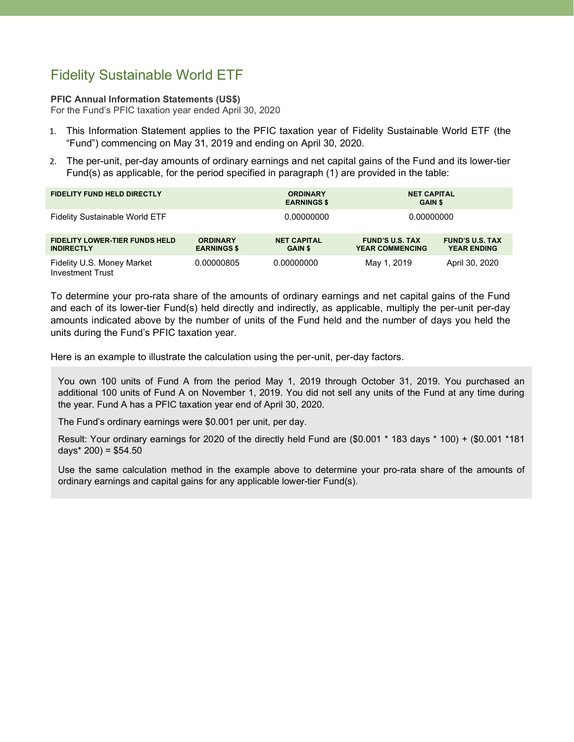# Fidelity Sustainable World ETF

**PFIC Annual Information Statements (US$)**
For the Fund's PFIC taxation year ended April 30, 2020

1. This Information Statement applies to the PFIC taxation year of Fidelity Sustainable World ETF (the "Fund") commencing on May 31, 2019 and ending on April 30, 2020.
2. The per-unit, per-day amounts of ordinary earnings and net capital gains of the Fund and its lower-tier Fund(s) as applicable, for the period specified in paragraph (1) are provided in the table:

| FIDELITY FUND HELD DIRECTLY | ORDINARY EARNINGS $ | NET CAPITAL GAIN $ |
|---|---|---|
| Fidelity Sustainable World ETF | 0.00000000 | 0.00000000 |

| FIDELITY LOWER-TIER FUNDS HELD INDIRECTLY | ORDINARY EARNINGS $ | NET CAPITAL GAIN $ | FUND'S U.S. TAX YEAR COMMENCING | FUND'S U.S. TAX YEAR ENDING |
|---|---|---|---|---|
| Fidelity U.S. Money Market Investment Trust | 0.00000805 | 0.00000000 | May 1, 2019 | April 30, 2020 |

To determine your pro-rata share of the amounts of ordinary earnings and net capital gains of the Fund and each of its lower-tier Fund(s) held directly and indirectly, as applicable, multiply the per-unit per-day amounts indicated above by the number of units of the Fund held and the number of days you held the units during the Fund's PFIC taxation year.

Here is an example to illustrate the calculation using the per-unit, per-day factors.

> You own 100 units of Fund A from the period May 1, 2019 through October 31, 2019. You purchased an additional 100 units of Fund A on November 1, 2019. You did not sell any units of the Fund at any time during the year. Fund A has a PFIC taxation year end of April 30, 2020.
>
> The Fund's ordinary earnings were $0.001 per unit, per day.
>
> Result: Your ordinary earnings for 2020 of the directly held Fund are ($0.001 * 183 days * 100) + ($0.001 *181 days* 200) = $54.50
>
> Use the same calculation method in the example above to determine your pro-rata share of the amounts of ordinary earnings and capital gains for any applicable lower-tier Fund(s).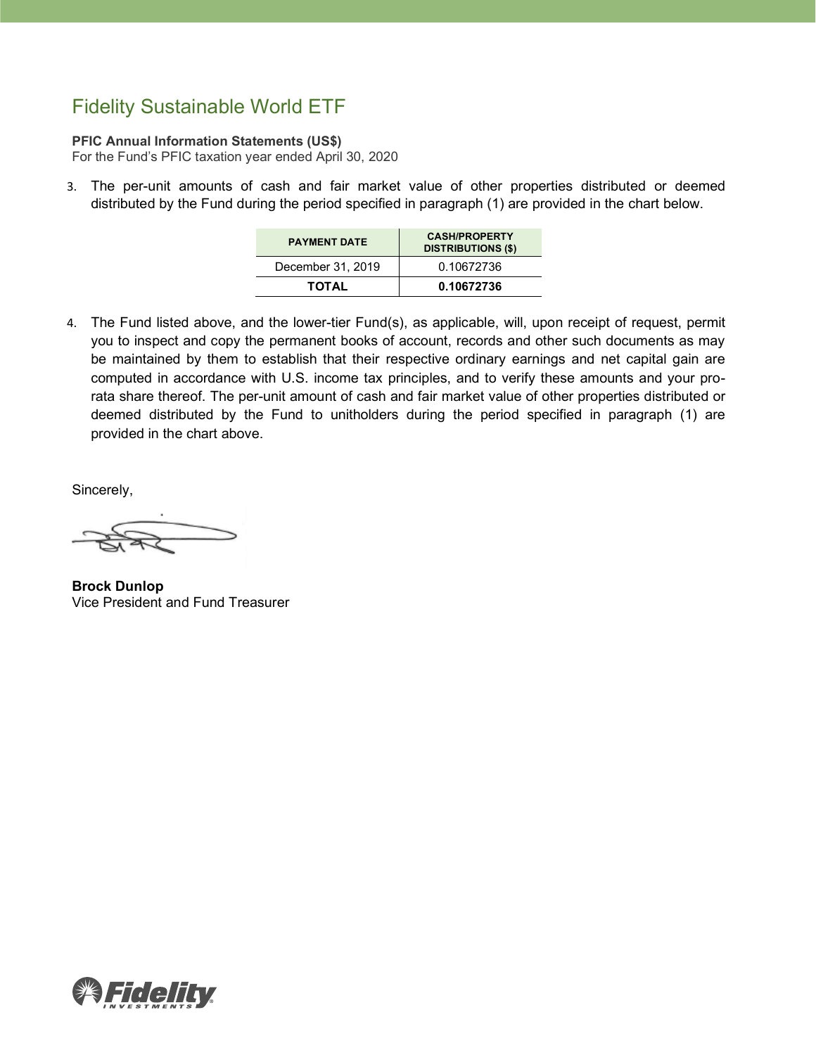# Fidelity Sustainable World ETF

**PFIC Annual Information Statements (US$)**
For the Fund's PFIC taxation year ended April 30, 2020

3. The per-unit amounts of cash and fair market value of other properties distributed or deemed distributed by the Fund during the period specified in paragraph (1) are provided in the chart below.

| PAYMENT DATE | CASH/PROPERTY DISTRIBUTIONS ($) |
|---|---|
| December 31, 2019 | 0.10672736 |
| **TOTAL** | **0.10672736** |

4. The Fund listed above, and the lower-tier Fund(s), as applicable, will, upon receipt of request, permit you to inspect and copy the permanent books of account, records and other such documents as may be maintained by them to establish that their respective ordinary earnings and net capital gain are computed in accordance with U.S. income tax principles, and to verify these amounts and your pro-rata share thereof. The per-unit amount of cash and fair market value of other properties distributed or deemed distributed by the Fund to unitholders during the period specified in paragraph (1) are provided in the chart above.

Sincerely,

**Brock Dunlop**
Vice President and Fund Treasurer